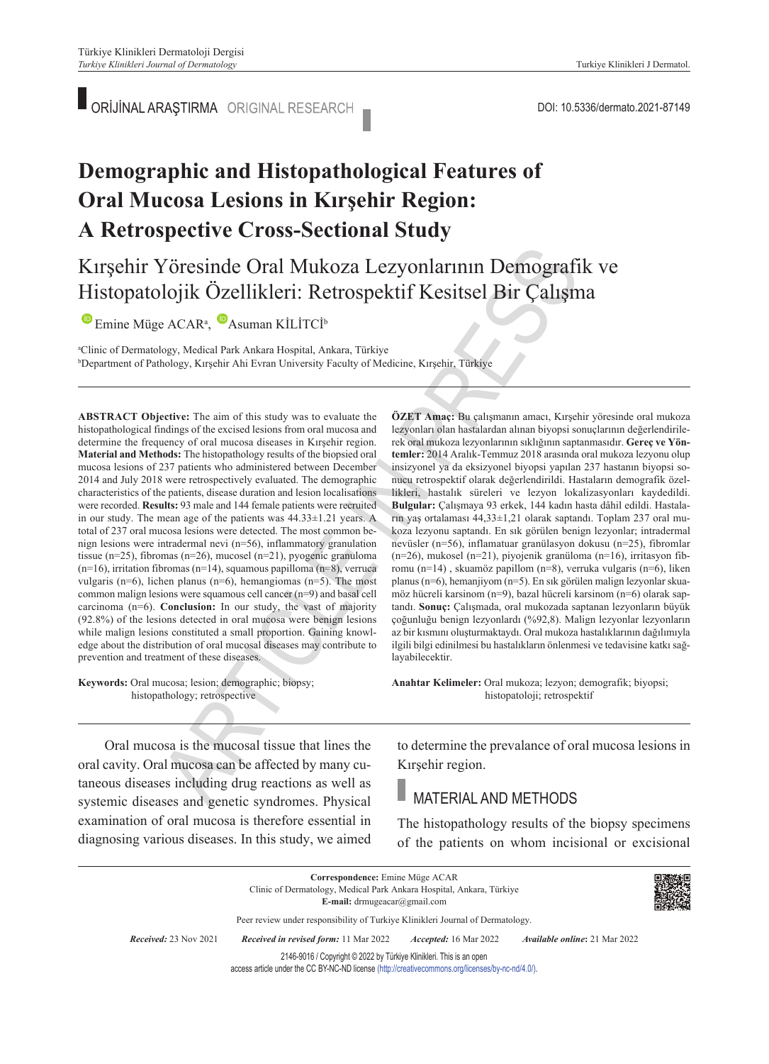ORİJİNAL ARAŞTIRMA ORIGINAL RESEARCH

DOI: 10.5336/dermato.2021-87149

# Demographic and Histopathological Features of Oral Mucosa Lesions in Kırşehir Region: A Retrospective Cross-Sectional Study

## Kırşehir Yöresinde Oral Mukoza Lezyonlarının Demografik ve Histopatolojik Özellikleri: Retrospektif Kesitsel Bir Çalışma

Emine Müge ACAR[a], Asuman KİLİTCİ[b]

[a]Clinic of Dermatology, Medical Park Ankara Hospital, Ankara, Türkiye
[b]Department of Pathology, Kırşehir Ahi Evran University Faculty of Medicine, Kırşehir, Türkiye

**ABSTRACT Objective:** The aim of this study was to evaluate the histopathological findings of the excised lesions from oral mucosa and determine the frequency of oral mucosa diseases in Kırşehir region. **Material and Methods:** The histopathology results of the biopsied oral mucosa lesions of 237 patients who administered between December 2014 and July 2018 were retrospectively evaluated. The demographic characteristics of the patients, disease duration and lesion localisations were recorded. **Results:** 93 male and 144 female patients were recruited in our study. The mean age of the patients was 44.33±1.21 years. A total of 237 oral mucosa lesions were detected. The most common benign lesions were intradermal nevi (n=56), inflammatory granulation tissue (n=25), fibromas (n=26), mucosel (n=21), pyogenic granuloma (n=16), irritation fibromas (n=14), squamous papilloma (n=8), verruca vulgaris (n=6), lichen planus (n=6), hemangiomas (n=5). The most common malign lesions were squamous cell cancer (n=9) and basal cell carcinoma (n=6). **Conclusion:** In our study, the vast of majority (92.8%) of the lesions detected in oral mucosa were benign lesions while malign lesions constituted a small proportion. Gaining knowledge about the distribution of oral mucosal diseases may contribute to prevention and treatment of these diseases.

**Keywords:** Oral mucosa; lesion; demographic; biopsy; histopathology; retrospective

**ÖZET Amaç:** Bu çalışmanın amacı, Kırşehir yöresinde oral mukoza lezyonları olan hastalardan alınan biyopsi sonuçlarının değerlendirilerek oral mukoza lezyonlarının sıklığının saptanmasıdır. **Gereç ve Yöntemler:** 2014 Aralık-Temmuz 2018 arasında oral mukoza lezyonu olup insizyonel ya da eksizyonel biyopsi yapılan 237 hastanın biyopsi sonucu retrospektif olarak değerlendirildi. Hastaların demografik özellikleri, hastalık süreleri ve lezyon lokalizasyonları kaydedildi. **Bulgular:** Çalışmaya 93 erkek, 144 kadın hasta dâhil edildi. Hastaların yaş ortalaması 44,33±1,21 olarak saptandı. Toplam 237 oral mukoza lezyonu saptandı. En sık görülen benign lezyonlar; intradermal nevüsler (n=56), inflamatuar granülasyon dokusu (n=25), fibromlar (n=26), mukosel (n=21), piyojenik granüloma (n=16), irritasyon fibromu (n=14) , skuamöz papillom (n=8), verruka vulgaris (n=6), liken planus (n=6), hemanjiyom (n=5). En sık görülen malign lezyonlar skuamöz hücreli karsinom (n=9), bazal hücreli karsinom (n=6) olarak saptandı. **Sonuç:** Çalışmada, oral mukozada saptanan lezyonların büyük çoğunluğu benign lezyonlardı (%92,8). Malign lezyonlar lezyonların az bir kısmını oluşturmaktaydı. Oral mukoza hastalıklarının dağılımıyla ilgili bilgi edinilmesi bu hastalıkların önlenmesi ve tedavisine katkı sağlayabilecektir.

**Anahtar Kelimeler:** Oral mukoza; lezyon; demografik; biyopsi; histopatoloji; retrospektif

Oral mucosa is the mucosal tissue that lines the oral cavity. Oral mucosa can be affected by many cutaneous diseases including drug reactions as well as systemic diseases and genetic syndromes. Physical examination of oral mucosa is therefore essential in diagnosing various diseases. In this study, we aimed to determine the prevalance of oral mucosa lesions in Kırşehir region.

## MATERIAL AND METHODS

The histopathology results of the biopsy specimens of the patients on whom incisional or excisional

**Correspondence:** Emine Müge ACAR
Clinic of Dermatology, Medical Park Ankara Hospital, Ankara, Türkiye
**E-mail:** drmugeacar@gmail.com

Peer review under responsibility of Turkiye Klinikleri Journal of Dermatology.

*Received:* 23 Nov 2021 *Received in revised form:* 11 Mar 2022 *Accepted:* 16 Mar 2022 *Available online:* 21 Mar 2022

2146-9016 / Copyright © 2022 by Türkiye Klinikleri. This is an open access article under the CC BY-NC-ND license (http://creativecommons.org/licenses/by-nc-nd/4.0/).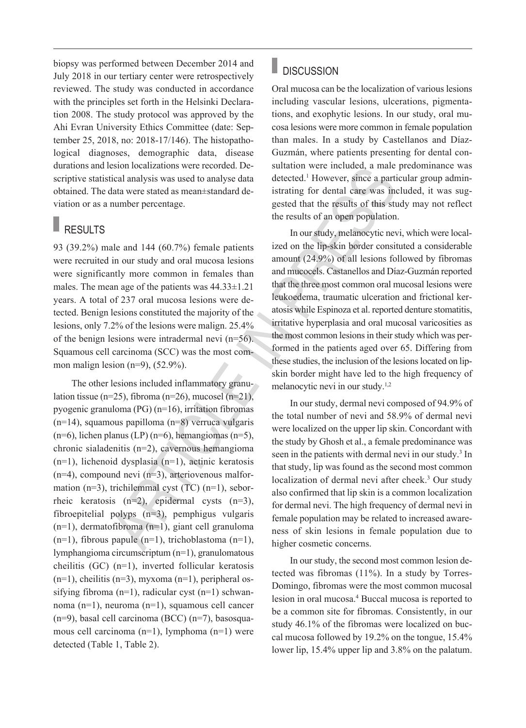biopsy was performed between December 2014 and July 2018 in our tertiary center were retrospectively reviewed. The study was conducted in accordance with the principles set forth in the Helsinki Declaration 2008. The study protocol was approved by the Ahi Evran University Ethics Committee (date: September 25, 2018, no: 2018-17/146). The histopathological diagnoses, demographic data, disease durations and lesion localizations were recorded. Descriptive statistical analysis was used to analyse data obtained. The data were stated as mean±standard deviation or as a number percentage.

## RESULTS

93 (39.2%) male and 144 (60.7%) female patients were recruited in our study and oral mucosa lesions were significantly more common in females than males. The mean age of the patients was 44.33±1.21 years. A total of 237 oral mucosa lesions were detected. Benign lesions constituted the majority of the lesions, only 7.2% of the lesions were malign. 25.4% of the benign lesions were intradermal nevi (n=56). Squamous cell carcinoma (SCC) was the most common malign lesion (n=9), (52.9%).

The other lesions included inflammatory granulation tissue (n=25), fibroma (n=26), mucosel (n=21), pyogenic granuloma (PG) (n=16), irritation fibromas (n=14), squamous papilloma (n=8) verruca vulgaris (n=6), lichen planus (LP) (n=6), hemangiomas (n=5), chronic sialadenitis (n=2), cavernous hemangioma (n=1), lichenoid dysplasia (n=1), actinic keratosis (n=4), compound nevi (n=3), arteriovenous malformation (n=3), trichilemmal cyst (TC) (n=1), seborrheic keratosis (n=2), epidermal cysts (n=3), fibroepitelial polyps (n=3), pemphigus vulgaris (n=1), dermatofibroma (n=1), giant cell granuloma (n=1), fibrous papule (n=1), trichoblastoma (n=1), lymphangioma circumscriptum (n=1), granulomatous cheilitis (GC) (n=1), inverted follicular keratosis (n=1), cheilitis (n=3), myxoma (n=1), peripheral ossifying fibroma (n=1), radicular cyst (n=1) schwannoma (n=1), neuroma (n=1), squamous cell cancer (n=9), basal cell carcinoma (BCC) (n=7), basosquamous cell carcinoma (n=1), lymphoma (n=1) were detected (Table 1, Table 2).

## DISCUSSION

Oral mucosa can be the localization of various lesions including vascular lesions, ulcerations, pigmentations, and exophytic lesions. In our study, oral mucosa lesions were more common in female population than males. In a study by Castellanos and Díaz-Guzmán, where patients presenting for dental consultation were included, a male predominance was detected.[1] However, since a particular group administrating for dental care was included, it was suggested that the results of this study may not reflect the results of an open population.

In our study, melanocytic nevi, which were localized on the lip-skin border consituted a considerable amount (24.9%) of all lesions followed by fibromas and mucocels. Castanellos and Díaz-Guzmán reported that the three most common oral mucosal lesions were leukoedema, traumatic ulceration and frictional keratosis while Espinoza et al. reported denture stomatitis, irritative hyperplasia and oral mucosal varicosities as the most common lesions in their study which was performed in the patients aged over 65. Differing from these studies, the inclusion of the lesions located on lip-skin border might have led to the high frequency of melanocytic nevi in our study.[1,2]

In our study, dermal nevi composed of 94.9% of the total number of nevi and 58.9% of dermal nevi were localized on the upper lip skin. Concordant with the study by Ghosh et al., a female predominance was seen in the patients with dermal nevi in our study.[3] In that study, lip was found as the second most common localization of dermal nevi after cheek.[3] Our study also confirmed that lip skin is a common localization for dermal nevi. The high frequency of dermal nevi in female population may be related to increased awareness of skin lesions in female population due to higher cosmetic concerns.

In our study, the second most common lesion detected was fibromas (11%). In a study by Torres-Domingo, fibromas were the most common mucosal lesion in oral mucosa.[4] Buccal mucosa is reported to be a common site for fibromas. Consistently, in our study 46.1% of the fibromas were localized on buccal mucosa followed by 19.2% on the tongue, 15.4% lower lip, 15.4% upper lip and 3.8% on the palatum.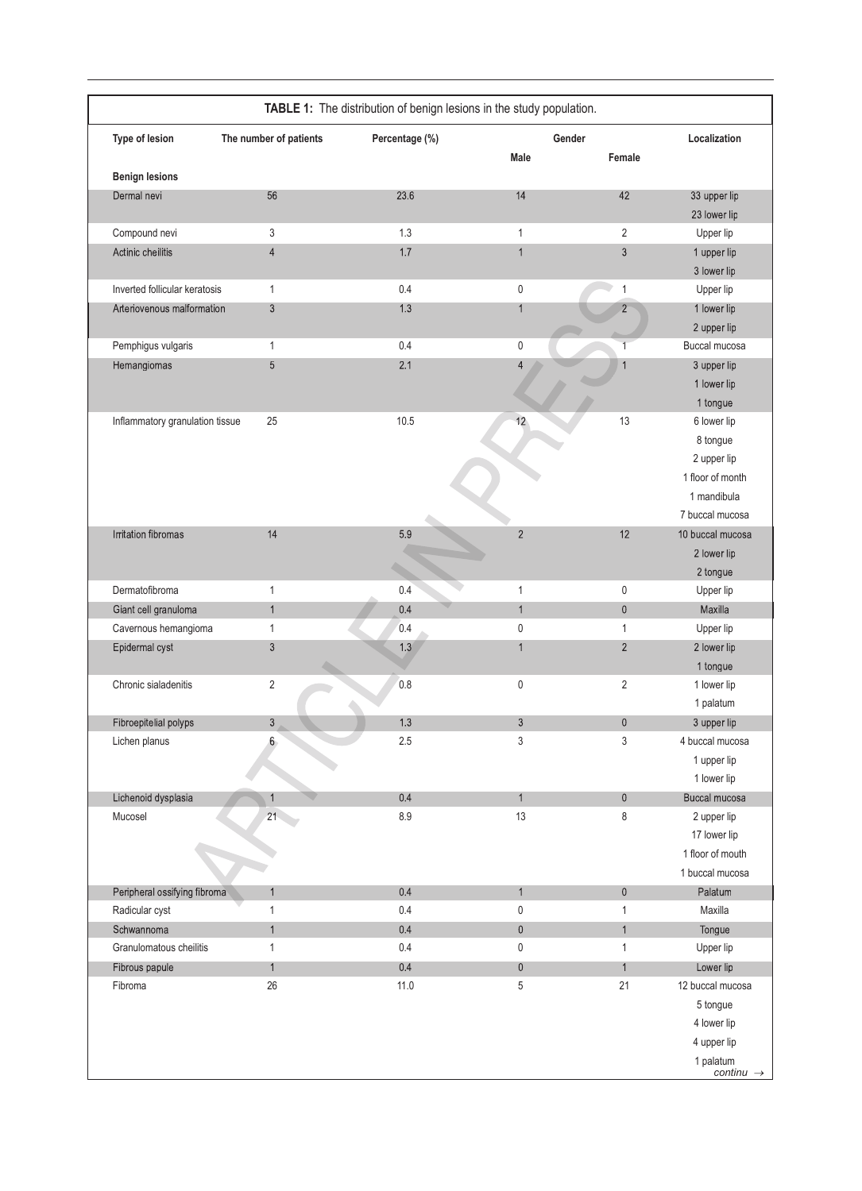**TABLE 1:** The distribution of benign lesions in the study population.

| Type of lesion | The number of patients | Percentage (%) | Gender | | Localization |
|---|---|---|---|---|---|
| | | | Male | Female | |
| **Benign lesions** | | | | | |
| Dermal nevi | 56 | 23.6 | 14 | 42 | 33 upper lip<br>23 lower lip |
| Compound nevi | 3 | 1.3 | 1 | 2 | Upper lip |
| Actinic cheilitis | 4 | 1.7 | 1 | 3 | 1 upper lip<br>3 lower lip |
| Inverted follicular keratosis | 1 | 0.4 | 0 | 1 | Upper lip |
| Arteriovenous malformation | 3 | 1.3 | 1 | 2 | 1 lower lip<br>2 upper lip |
| Pemphigus vulgaris | 1 | 0.4 | 0 | 1 | Buccal mucosa |
| Hemangiomas | 5 | 2.1 | 4 | 1 | 3 upper lip<br>1 lower lip<br>1 tongue |
| Inflammatory granulation tissue | 25 | 10.5 | 12 | 13 | 6 lower lip<br>8 tongue<br>2 upper lip<br>1 floor of month<br>1 mandibula<br>7 buccal mucosa |
| Irritation fibromas | 14 | 5.9 | 2 | 12 | 10 buccal mucosa<br>2 lower lip<br>2 tongue |
| Dermatofibroma | 1 | 0.4 | 1 | 0 | Upper lip |
| Giant cell granuloma | 1 | 0.4 | 1 | 0 | Maxilla |
| Cavernous hemangioma | 1 | 0.4 | 0 | 1 | Upper lip |
| Epidermal cyst | 3 | 1.3 | 1 | 2 | 2 lower lip<br>1 tongue |
| Chronic sialadenitis | 2 | 0.8 | 0 | 2 | 1 lower lip<br>1 palatum |
| Fibroepitelial polyps | 3 | 1.3 | 3 | 0 | 3 upper lip |
| Lichen planus | 6 | 2.5 | 3 | 3 | 4 buccal mucosa<br>1 upper lip<br>1 lower lip |
| Lichenoid dysplasia | 1 | 0.4 | 1 | 0 | Buccal mucosa |
| Mucosel | 21 | 8.9 | 13 | 8 | 2 upper lip<br>17 lower lip<br>1 floor of mouth<br>1 buccal mucosa |
| Peripheral ossifying fibroma | 1 | 0.4 | 1 | 0 | Palatum |
| Radicular cyst | 1 | 0.4 | 0 | 1 | Maxilla |
| Schwannoma | 1 | 0.4 | 0 | 1 | Tongue |
| Granulomatous cheilitis | 1 | 0.4 | 0 | 1 | Upper lip |
| Fibrous papule | 1 | 0.4 | 0 | 1 | Lower lip |
| Fibroma | 26 | 11.0 | 5 | 21 | 12 buccal mucosa<br>5 tongue<br>4 lower lip<br>4 upper lip<br>1 palatum |

*continu →*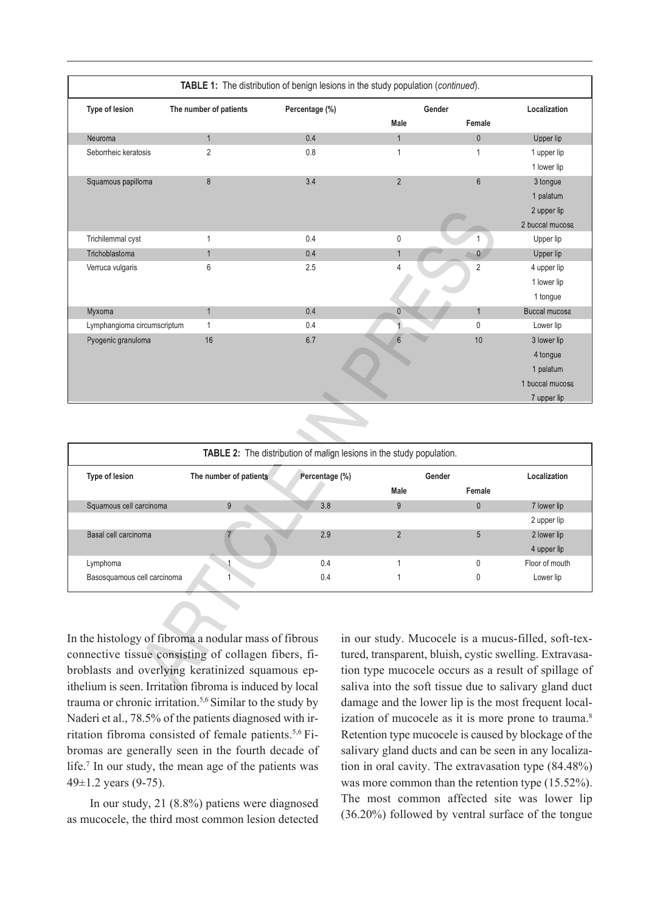**TABLE 1:** The distribution of benign lesions in the study population (*continued*).

| Type of lesion | The number of patients | Percentage (%) | Gender | | Localization |
|---|---|---|---|---|---|
| | | | Male | Female | |
| Neuroma | 1 | 0.4 | 1 | 0 | Upper lip |
| Seborrheic keratosis | 2 | 0.8 | 1 | 1 | 1 upper lip<br>1 lower lip |
| Squamous papilloma | 8 | 3.4 | 2 | 6 | 3 tongue<br>1 palatum<br>2 upper lip<br>2 buccal mucosa |
| Trichilemmal cyst | 1 | 0.4 | 0 | 1 | Upper lip |
| Trichoblastoma | 1 | 0.4 | 1 | 0 | Upper lip |
| Verruca vulgaris | 6 | 2.5 | 4 | 2 | 4 upper lip<br>1 lower lip<br>1 tongue |
| Myxoma | 1 | 0.4 | 0 | 1 | Buccal mucosa |
| Lymphangioma circumscriptum | 1 | 0.4 | 1 | 0 | Lower lip |
| Pyogenic granuloma | 16 | 6.7 | 6 | 10 | 3 lower lip<br>4 tongue<br>1 palatum<br>1 buccal mucosa<br>7 upper lip |

**TABLE 2:** The distribution of malign lesions in the study population.

| Type of lesion | The number of patients | Percentage (%) | Gender | | Localization |
|---|---|---|---|---|---|
| | | | Male | Female | |
| Squamous cell carcinoma | 9 | 3.8 | 9 | 0 | 7 lower lip<br>2 upper lip |
| Basal cell carcinoma | 7 | 2.9 | 2 | 5 | 2 lower lip<br>4 upper lip |
| Lymphoma | 1 | 0.4 | 1 | 0 | Floor of mouth |
| Basosquamous cell carcinoma | 1 | 0.4 | 1 | 0 | Lower lip |

In the histology of fibroma a nodular mass of fibrous connective tissue consisting of collagen fibers, fibroblasts and overlying keratinized squamous epithelium is seen. Irritation fibroma is induced by local trauma or chronic irritation.[5,6] Similar to the study by Naderi et al., 78.5% of the patients diagnosed with irritation fibroma consisted of female patients.[5,6] Fibromas are generally seen in the fourth decade of life.[7] In our study, the mean age of the patients was 49±1.2 years (9-75).

In our study, 21 (8.8%) patiens were diagnosed as mucocele, the third most common lesion detected in our study. Mucocele is a mucus-filled, soft-textured, transparent, bluish, cystic swelling. Extravasation type mucocele occurs as a result of spillage of saliva into the soft tissue due to salivary gland duct damage and the lower lip is the most frequent localization of mucocele as it is more prone to trauma.[8] Retention type mucocele is caused by blockage of the salivary gland ducts and can be seen in any localization in oral cavity. The extravasation type (84.48%) was more common than the retention type (15.52%). The most common affected site was lower lip (36.20%) followed by ventral surface of the tongue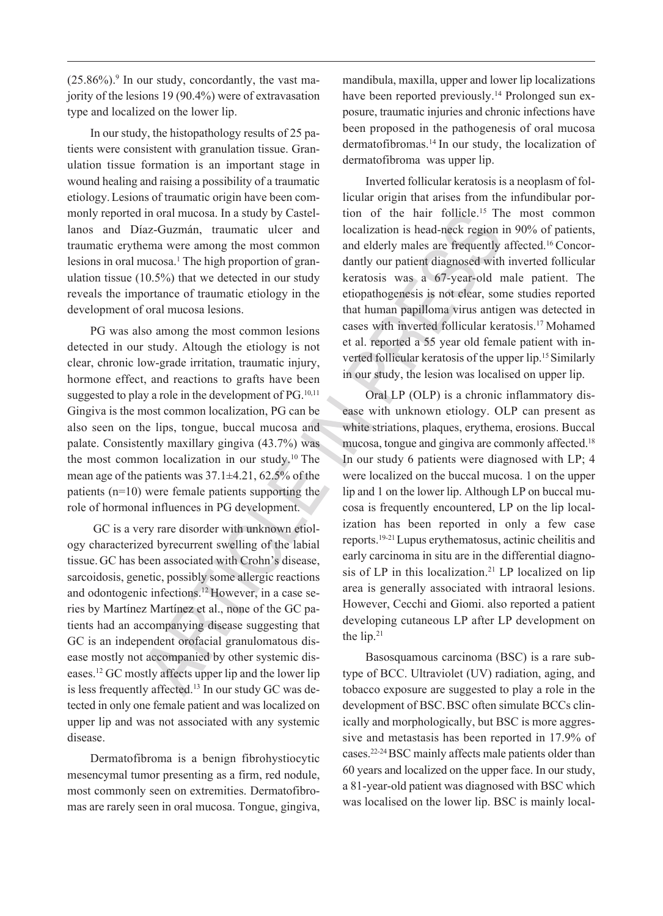(25.86%).[9] In our study, concordantly, the vast majority of the lesions 19 (90.4%) were of extravasation type and localized on the lower lip.

In our study, the histopathology results of 25 patients were consistent with granulation tissue. Granulation tissue formation is an important stage in wound healing and raising a possibility of a traumatic etiology. Lesions of traumatic origin have been commonly reported in oral mucosa. In a study by Castellanos and Díaz-Guzmán, traumatic ulcer and traumatic erythema were among the most common lesions in oral mucosa.[1] The high proportion of granulation tissue (10.5%) that we detected in our study reveals the importance of traumatic etiology in the development of oral mucosa lesions.

PG was also among the most common lesions detected in our study. Altough the etiology is not clear, chronic low-grade irritation, traumatic injury, hormone effect, and reactions to grafts have been suggested to play a role in the development of PG.[10,11] Gingiva is the most common localization, PG can be also seen on the lips, tongue, buccal mucosa and palate. Consistently maxillary gingiva (43.7%) was the most common localization in our study.[10] The mean age of the patients was 37.1±4.21, 62.5% of the patients (n=10) were female patients supporting the role of hormonal influences in PG development.

GC is a very rare disorder with unknown etiology characterized byrecurrent swelling of the labial tissue. GC has been associated with Crohn's disease, sarcoidosis, genetic, possibly some allergic reactions and odontogenic infections.[12] However, in a case series by Martínez Martínez et al., none of the GC patients had an accompanying disease suggesting that GC is an independent orofacial granulomatous disease mostly not accompanied by other systemic diseases.[12] GC mostly affects upper lip and the lower lip is less frequently affected.[13] In our study GC was detected in only one female patient and was localized on upper lip and was not associated with any systemic disease.

Dermatofibroma is a benign fibrohystiocytic mesencymal tumor presenting as a firm, red nodule, most commonly seen on extremities. Dermatofibromas are rarely seen in oral mucosa. Tongue, gingiva, mandibula, maxilla, upper and lower lip localizations have been reported previously.[14] Prolonged sun exposure, traumatic injuries and chronic infections have been proposed in the pathogenesis of oral mucosa dermatofibromas.[14] In our study, the localization of dermatofibroma was upper lip.

Inverted follicular keratosis is a neoplasm of follicular origin that arises from the infundibular portion of the hair follicle.[15] The most common localization is head-neck region in 90% of patients, and elderly males are frequently affected.[16] Concordantly our patient diagnosed with inverted follicular keratosis was a 67-year-old male patient. The etiopathogenesis is not clear, some studies reported that human papilloma virus antigen was detected in cases with inverted follicular keratosis.[17] Mohamed et al. reported a 55 year old female patient with inverted follicular keratosis of the upper lip.[15] Similarly in our study, the lesion was localised on upper lip.

Oral LP (OLP) is a chronic inflammatory disease with unknown etiology. OLP can present as white striations, plaques, erythema, erosions. Buccal mucosa, tongue and gingiva are commonly affected.[18] In our study 6 patients were diagnosed with LP; 4 were localized on the buccal mucosa. 1 on the upper lip and 1 on the lower lip. Although LP on buccal mucosa is frequently encountered, LP on the lip localization has been reported in only a few case reports.[19-21] Lupus erythematosus, actinic cheilitis and early carcinoma in situ are in the differential diagnosis of LP in this localization.[21] LP localized on lip area is generally associated with intraoral lesions. However, Cecchi and Giomi. also reported a patient developing cutaneous LP after LP development on the lip.[21]

Basosquamous carcinoma (BSC) is a rare subtype of BCC. Ultraviolet (UV) radiation, aging, and tobacco exposure are suggested to play a role in the development of BSC. BSC often simulate BCCs clinically and morphologically, but BSC is more aggressive and metastasis has been reported in 17.9% of cases.[22-24] BSC mainly affects male patients older than 60 years and localized on the upper face. In our study, a 81-year-old patient was diagnosed with BSC which was localised on the lower lip. BSC is mainly local-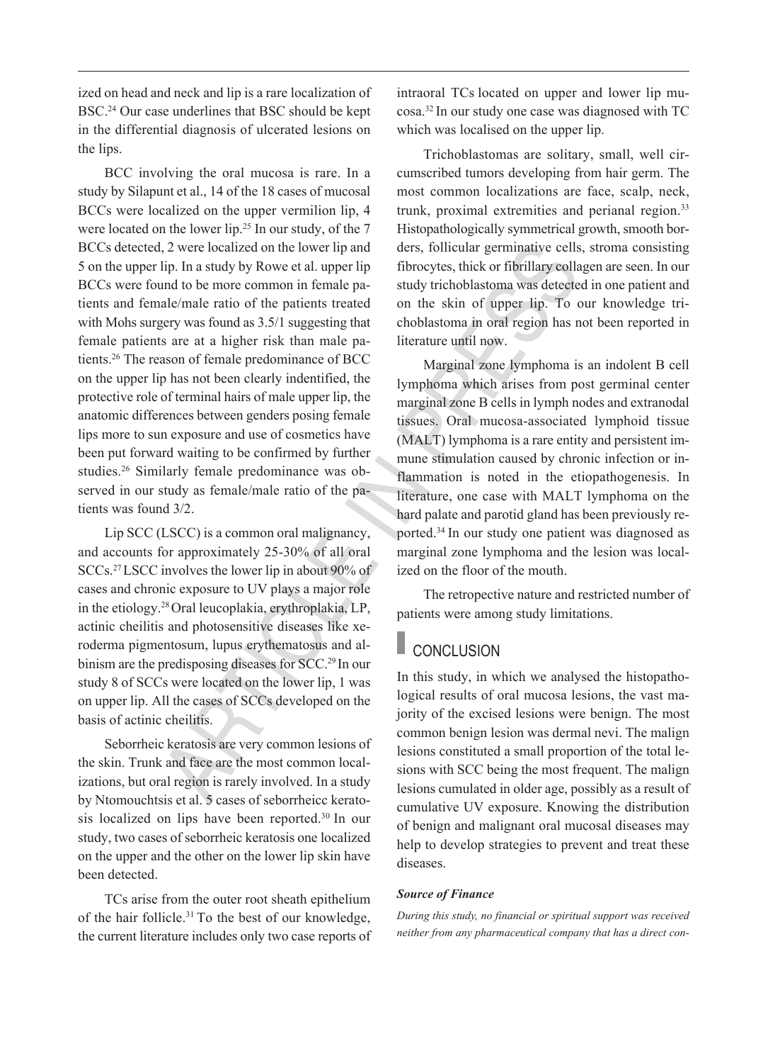ized on head and neck and lip is a rare localization of BSC.[24] Our case underlines that BSC should be kept in the differential diagnosis of ulcerated lesions on the lips.

BCC involving the oral mucosa is rare. In a study by Silapunt et al., 14 of the 18 cases of mucosal BCCs were localized on the upper vermilion lip, 4 were located on the lower lip.[25] In our study, of the 7 BCCs detected, 2 were localized on the lower lip and 5 on the upper lip. In a study by Rowe et al. upper lip BCCs were found to be more common in female patients and female/male ratio of the patients treated with Mohs surgery was found as 3.5/1 suggesting that female patients are at a higher risk than male patients.[26] The reason of female predominance of BCC on the upper lip has not been clearly indentified, the protective role of terminal hairs of male upper lip, the anatomic differences between genders posing female lips more to sun exposure and use of cosmetics have been put forward waiting to be confirmed by further studies.[26] Similarly female predominance was observed in our study as female/male ratio of the patients was found 3/2.

Lip SCC (LSCC) is a common oral malignancy, and accounts for approximately 25-30% of all oral SCCs.[27] LSCC involves the lower lip in about 90% of cases and chronic exposure to UV plays a major role in the etiology.[28] Oral leucoplakia, erythroplakia, LP, actinic cheilitis and photosensitive diseases like xeroderma pigmentosum, lupus erythematosus and albinism are the predisposing diseases for SCC.[29] In our study 8 of SCCs were located on the lower lip, 1 was on upper lip. All the cases of SCCs developed on the basis of actinic cheilitis.

Seborrheic keratosis are very common lesions of the skin. Trunk and face are the most common localizations, but oral region is rarely involved. In a study by Ntomouchtsis et al. 5 cases of seborrheicc keratosis localized on lips have been reported.[30] In our study, two cases of seborrheic keratosis one localized on the upper and the other on the lower lip skin have been detected.

TCs arise from the outer root sheath epithelium of the hair follicle.[31] To the best of our knowledge, the current literature includes only two case reports of intraoral TCs located on upper and lower lip mucosa.[32] In our study one case was diagnosed with TC which was localised on the upper lip.

Trichoblastomas are solitary, small, well circumscribed tumors developing from hair germ. The most common localizations are face, scalp, neck, trunk, proximal extremities and perianal region.[33] Histopathologically symmetrical growth, smooth borders, follicular germinative cells, stroma consisting fibrocytes, thick or fibrillary collagen are seen. In our study trichoblastoma was detected in one patient and on the skin of upper lip. To our knowledge trichoblastoma in oral region has not been reported in literature until now.

Marginal zone lymphoma is an indolent B cell lymphoma which arises from post germinal center marginal zone B cells in lymph nodes and extranodal tissues. Oral mucosa-associated lymphoid tissue (MALT) lymphoma is a rare entity and persistent immune stimulation caused by chronic infection or inflammation is noted in the etiopathogenesis. In literature, one case with MALT lymphoma on the hard palate and parotid gland has been previously reported.[34] In our study one patient was diagnosed as marginal zone lymphoma and the lesion was localized on the floor of the mouth.

The retropective nature and restricted number of patients were among study limitations.

## CONCLUSION

In this study, in which we analysed the histopathological results of oral mucosa lesions, the vast majority of the excised lesions were benign. The most common benign lesion was dermal nevi. The malign lesions constituted a small proportion of the total lesions with SCC being the most frequent. The malign lesions cumulated in older age, possibly as a result of cumulative UV exposure. Knowing the distribution of benign and malignant oral mucosal diseases may help to develop strategies to prevent and treat these diseases.

#### *Source of Finance*

*During this study, no financial or spiritual support was received neither from any pharmaceutical company that has a direct con-*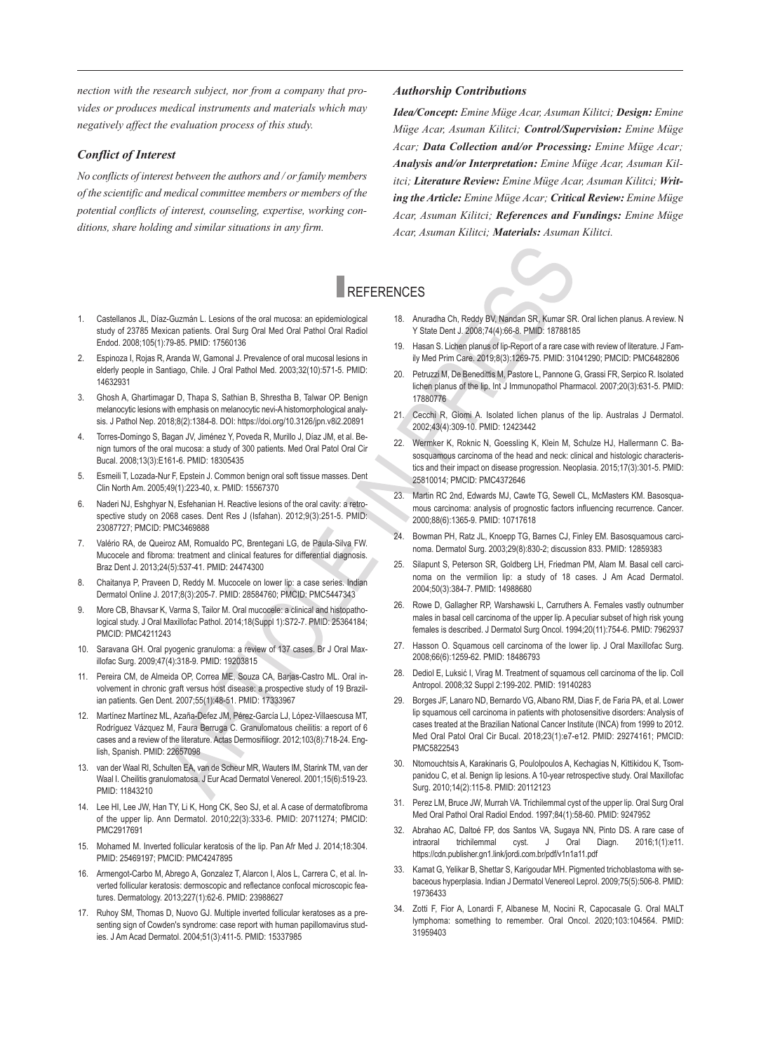*nection with the research subject, nor from a company that provides or produces medical instruments and materials which may negatively affect the evaluation process of this study.*

### Conflict of Interest

*No conflicts of interest between the authors and / or family members of the scientific and medical committee members or members of the potential conflicts of interest, counseling, expertise, working conditions, share holding and similar situations in any firm.*

### Authorship Contributions

***Idea/Concept:** Emine Müge Acar, Asuman Kilitci; **Design:** Emine Müge Acar, Asuman Kilitci; **Control/Supervision:** Emine Müge Acar; **Data Collection and/or Processing:** Emine Müge Acar; **Analysis and/or Interpretation:** Emine Müge Acar, Asuman Kilitci; **Literature Review:** Emine Müge Acar, Asuman Kilitci; **Writing the Article:** Emine Müge Acar; **Critical Review:** Emine Müge Acar, Asuman Kilitci; **References and Fundings:** Emine Müge Acar, Asuman Kilitci; **Materials:** Asuman Kilitci.*

## REFERENCES

1. Castellanos JL, Díaz-Guzmán L. Lesions of the oral mucosa: an epidemiological study of 23785 Mexican patients. Oral Surg Oral Med Oral Pathol Oral Radiol Endod. 2008;105(1):79-85. PMID: 17560136
2. Espinoza I, Rojas R, Aranda W, Gamonal J. Prevalence of oral mucosal lesions in elderly people in Santiago, Chile. J Oral Pathol Med. 2003;32(10):571-5. PMID: 14632931
3. Ghosh A, Ghartimagar D, Thapa S, Sathian B, Shrestha B, Talwar OP. Benign melanocytic lesions with emphasis on melanocytic nevi-A histomorphological analysis. J Pathol Nep. 2018;8(2):1384-8. DOI: https://doi.org/10.3126/jpn.v8i2.20891
4. Torres-Domingo S, Bagan JV, Jiménez Y, Poveda R, Murillo J, Díaz JM, et al. Benign tumors of the oral mucosa: a study of 300 patients. Med Oral Patol Oral Cir Bucal. 2008;13(3):E161-6. PMID: 18305435
5. Esmeili T, Lozada-Nur F, Epstein J. Common benign oral soft tissue masses. Dent Clin North Am. 2005;49(1):223-40, x. PMID: 15567370
6. Naderi NJ, Eshghyar N, Esfehanian H. Reactive lesions of the oral cavity: a retrospective study on 2068 cases. Dent Res J (Isfahan). 2012;9(3):251-5. PMID: 23087727; PMCID: PMC3469888
7. Valério RA, de Queiroz AM, Romualdo PC, Brentegani LG, de Paula-Silva FW. Mucocele and fibroma: treatment and clinical features for differential diagnosis. Braz Dent J. 2013;24(5):537-41. PMID: 24474300
8. Chaitanya P, Praveen D, Reddy M. Mucocele on lower lip: a case series. Indian Dermatol Online J. 2017;8(3):205-7. PMID: 28584760; PMCID: PMC5447343
9. More CB, Bhavsar K, Varma S, Tailor M. Oral mucocele: a clinical and histopathological study. J Oral Maxillofac Pathol. 2014;18(Suppl 1):S72-7. PMID: 25364184; PMCID: PMC4211243
10. Saravana GH. Oral pyogenic granuloma: a review of 137 cases. Br J Oral Maxillofac Surg. 2009;47(4):318-9. PMID: 19203815
11. Pereira CM, de Almeida OP, Correa ME, Souza CA, Barjas-Castro ML. Oral involvement in chronic graft versus host disease: a prospective study of 19 Brazilian patients. Gen Dent. 2007;55(1):48-51. PMID: 17333967
12. Martínez Martínez ML, Azaña-Defez JM, Pérez-García LJ, López-Villaescusa MT, Rodríguez Vázquez M, Faura Berruga C. Granulomatous cheilitis: a report of 6 cases and a review of the literature. Actas Dermosifiliogr. 2012;103(8):718-24. English, Spanish. PMID: 22657098
13. van der Waal RI, Schulten EA, van de Scheur MR, Wauters IM, Starink TM, van der Waal I. Cheilitis granulomatosa. J Eur Acad Dermatol Venereol. 2001;15(6):519-23. PMID: 11843210
14. Lee HI, Lee JW, Han TY, Li K, Hong CK, Seo SJ, et al. A case of dermatofibroma of the upper lip. Ann Dermatol. 2010;22(3):333-6. PMID: 20711274; PMCID: PMC2917691
15. Mohamed M. Inverted follicular keratosis of the lip. Pan Afr Med J. 2014;18:304. PMID: 25469197; PMCID: PMC4247895
16. Armengot-Carbo M, Abrego A, Gonzalez T, Alarcon I, Alos L, Carrera C, et al. Inverted follicular keratosis: dermoscopic and reflectance confocal microscopic features. Dermatology. 2013;227(1):62-6. PMID: 23988627
17. Ruhoy SM, Thomas D, Nuovo GJ. Multiple inverted follicular keratoses as a presenting sign of Cowden's syndrome: case report with human papillomavirus studies. J Am Acad Dermatol. 2004;51(3):411-5. PMID: 15337985
18. Anuradha Ch, Reddy BV, Nandan SR, Kumar SR. Oral lichen planus. A review. N Y State Dent J. 2008;74(4):66-8. PMID: 18788185
19. Hasan S. Lichen planus of lip-Report of a rare case with review of literature. J Family Med Prim Care. 2019;8(3):1269-75. PMID: 31041290; PMCID: PMC6482806
20. Petruzzi M, De Benedittis M, Pastore L, Pannone G, Grassi FR, Serpico R. Isolated lichen planus of the lip. Int J Immunopathol Pharmacol. 2007;20(3):631-5. PMID: 17880776
21. Cecchi R, Giomi A. Isolated lichen planus of the lip. Australas J Dermatol. 2002;43(4):309-10. PMID: 12423442
22. Wermker K, Roknic N, Goessling K, Klein M, Schulze HJ, Hallermann C. Basosquamous carcinoma of the head and neck: clinical and histologic characteristics and their impact on disease progression. Neoplasia. 2015;17(3):301-5. PMID: 25810014; PMCID: PMC4372646
23. Martin RC 2nd, Edwards MJ, Cawte TG, Sewell CL, McMasters KM. Basosquamous carcinoma: analysis of prognostic factors influencing recurrence. Cancer. 2000;88(6):1365-9. PMID: 10717618
24. Bowman PH, Ratz JL, Knoepp TG, Barnes CJ, Finley EM. Basosquamous carcinoma. Dermatol Surg. 2003;29(8):830-2; discussion 833. PMID: 12859383
25. Silapunt S, Peterson SR, Goldberg LH, Friedman PM, Alam M. Basal cell carcinoma on the vermilion lip: a study of 18 cases. J Am Acad Dermatol. 2004;50(3):384-7. PMID: 14988680
26. Rowe D, Gallagher RP, Warshawski L, Carruthers A. Females vastly outnumber males in basal cell carcinoma of the upper lip. A peculiar subset of high risk young females is described. J Dermatol Surg Oncol. 1994;20(11):754-6. PMID: 7962937
27. Hasson O. Squamous cell carcinoma of the lower lip. J Oral Maxillofac Surg. 2008;66(6):1259-62. PMID: 18486793
28. Dediol E, Lukšić I, Virag M. Treatment of squamous cell carcinoma of the lip. Coll Antropol. 2008;32 Suppl 2:199-202. PMID: 19140283
29. Borges JF, Lanaro ND, Bernardo VG, Albano RM, Dias F, de Faria PA, et al. Lower lip squamous cell carcinoma in patients with photosensitive disorders: Analysis of cases treated at the Brazilian National Cancer Institute (INCA) from 1999 to 2012. Med Oral Patol Oral Cir Bucal. 2018;23(1):e7-e12. PMID: 29274161; PMCID: PMC5822543
30. Ntomouchtsis A, Karakinaris G, Poulolpoulos A, Kechagias N, Kittikidou K, Tsompanidou C, et al. Benign lip lesions. A 10-year retrospective study. Oral Maxillofac Surg. 2010;14(2):115-8. PMID: 20112123
31. Perez LM, Bruce JW, Murrah VA. Trichilemmal cyst of the upper lip. Oral Surg Oral Med Oral Pathol Oral Radiol Endod. 1997;84(1):58-60. PMID: 9247952
32. Abrahao AC, Daltoé FP, dos Santos VA, Sugaya NN, Pinto DS. A rare case of intraoral trichilemmal cyst. J Oral Diagn. 2016;1(1):e11. https://cdn.publisher.gn1.link/jordi.com.br/pdf/v1n1a11.pdf
33. Kamat G, Yelikar B, Shettar S, Karigoudar MH. Pigmented trichoblastoma with sebaceous hyperplasia. Indian J Dermatol Venereol Leprol. 2009;75(5):506-8. PMID: 19736433
34. Zotti F, Fior A, Lonardi F, Albanese M, Nocini R, Capocasale G. Oral MALT lymphoma: something to remember. Oral Oncol. 2020;103:104564. PMID: 31959403